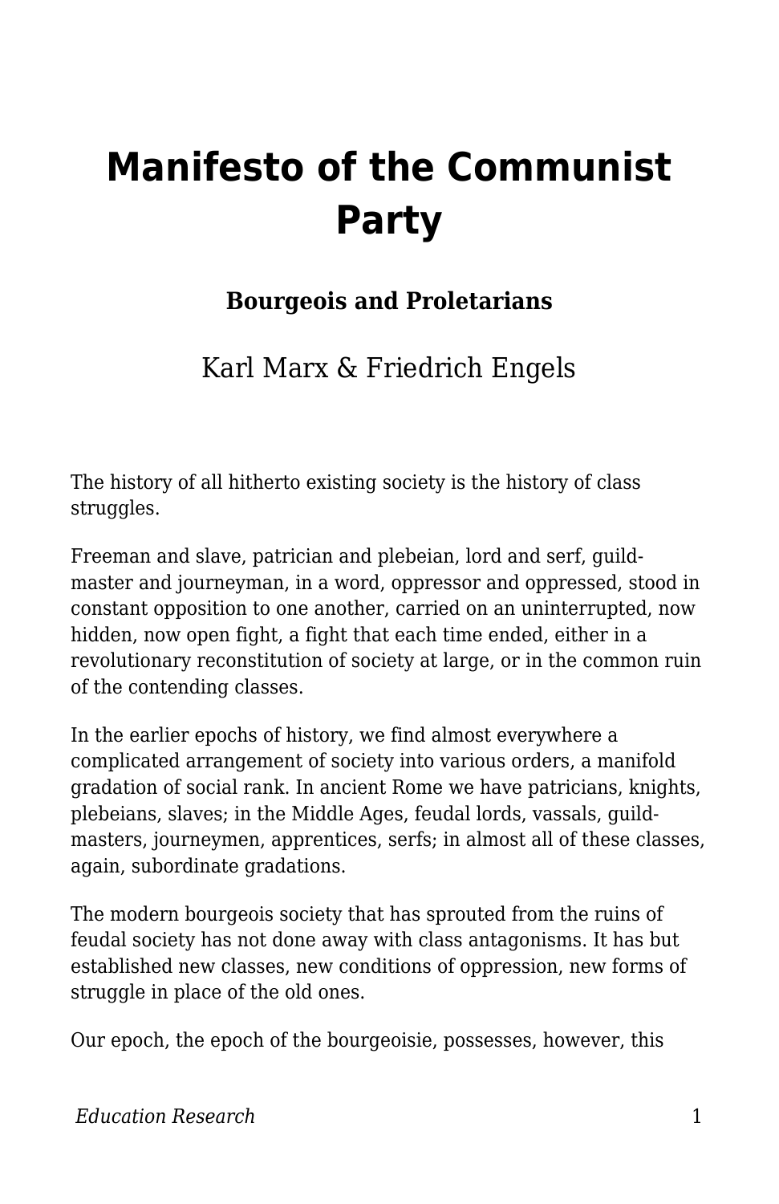# Manifesto of the Communist Party

### Bourgeois and Proletarians

Karl Marx & Friedrich Engels

The history of all hitherto existing society is the history of class struggles.

Freeman and slave, patrician and plebeian, lord and serf, guild-master and journeyman, in a word, oppressor and oppressed, stood in constant opposition to one another, carried on an uninterrupted, now hidden, now open fight, a fight that each time ended, either in a revolutionary reconstitution of society at large, or in the common ruin of the contending classes.

In the earlier epochs of history, we find almost everywhere a complicated arrangement of society into various orders, a manifold gradation of social rank. In ancient Rome we have patricians, knights, plebeians, slaves; in the Middle Ages, feudal lords, vassals, guild-masters, journeymen, apprentices, serfs; in almost all of these classes, again, subordinate gradations.

The modern bourgeois society that has sprouted from the ruins of feudal society has not done away with class antagonisms. It has but established new classes, new conditions of oppression, new forms of struggle in place of the old ones.

Our epoch, the epoch of the bourgeoisie, possesses, however, this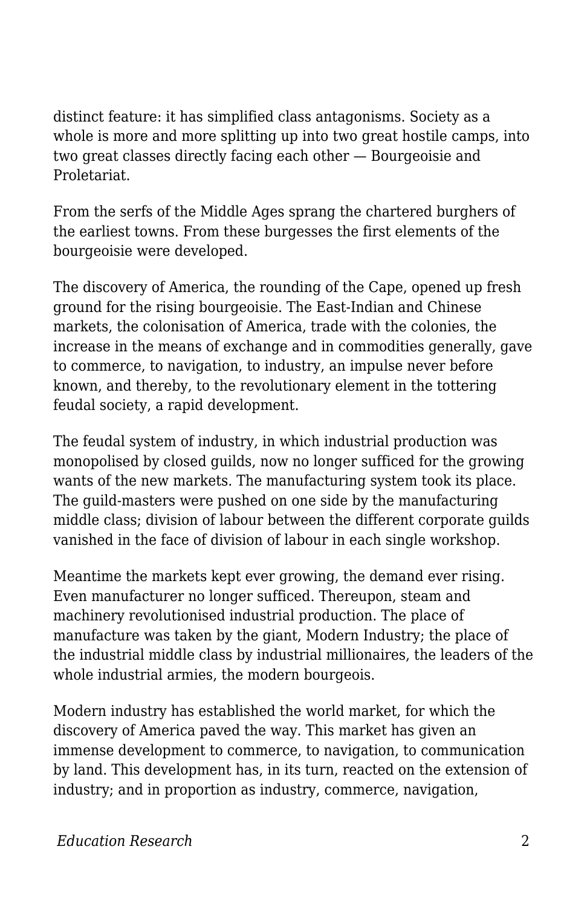distinct feature: it has simplified class antagonisms. Society as a whole is more and more splitting up into two great hostile camps, into two great classes directly facing each other — Bourgeoisie and Proletariat.

From the serfs of the Middle Ages sprang the chartered burghers of the earliest towns. From these burgesses the first elements of the bourgeoisie were developed.

The discovery of America, the rounding of the Cape, opened up fresh ground for the rising bourgeoisie. The East-Indian and Chinese markets, the colonisation of America, trade with the colonies, the increase in the means of exchange and in commodities generally, gave to commerce, to navigation, to industry, an impulse never before known, and thereby, to the revolutionary element in the tottering feudal society, a rapid development.

The feudal system of industry, in which industrial production was monopolised by closed guilds, now no longer sufficed for the growing wants of the new markets. The manufacturing system took its place. The guild-masters were pushed on one side by the manufacturing middle class; division of labour between the different corporate guilds vanished in the face of division of labour in each single workshop.

Meantime the markets kept ever growing, the demand ever rising. Even manufacturer no longer sufficed. Thereupon, steam and machinery revolutionised industrial production. The place of manufacture was taken by the giant, Modern Industry; the place of the industrial middle class by industrial millionaires, the leaders of the whole industrial armies, the modern bourgeois.

Modern industry has established the world market, for which the discovery of America paved the way. This market has given an immense development to commerce, to navigation, to communication by land. This development has, in its turn, reacted on the extension of industry; and in proportion as industry, commerce, navigation,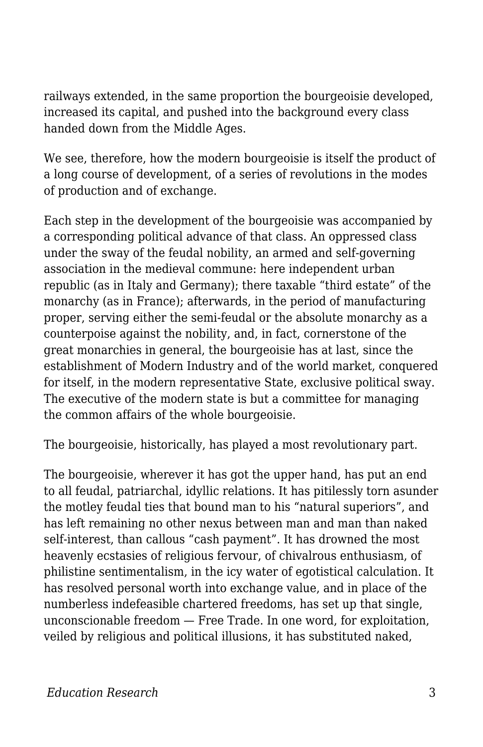railways extended, in the same proportion the bourgeoisie developed, increased its capital, and pushed into the background every class handed down from the Middle Ages.

We see, therefore, how the modern bourgeoisie is itself the product of a long course of development, of a series of revolutions in the modes of production and of exchange.

Each step in the development of the bourgeoisie was accompanied by a corresponding political advance of that class. An oppressed class under the sway of the feudal nobility, an armed and self-governing association in the medieval commune: here independent urban republic (as in Italy and Germany); there taxable "third estate" of the monarchy (as in France); afterwards, in the period of manufacturing proper, serving either the semi-feudal or the absolute monarchy as a counterpoise against the nobility, and, in fact, cornerstone of the great monarchies in general, the bourgeoisie has at last, since the establishment of Modern Industry and of the world market, conquered for itself, in the modern representative State, exclusive political sway. The executive of the modern state is but a committee for managing the common affairs of the whole bourgeoisie.

The bourgeoisie, historically, has played a most revolutionary part.

The bourgeoisie, wherever it has got the upper hand, has put an end to all feudal, patriarchal, idyllic relations. It has pitilessly torn asunder the motley feudal ties that bound man to his "natural superiors", and has left remaining no other nexus between man and man than naked self-interest, than callous "cash payment". It has drowned the most heavenly ecstasies of religious fervour, of chivalrous enthusiasm, of philistine sentimentalism, in the icy water of egotistical calculation. It has resolved personal worth into exchange value, and in place of the numberless indefeasible chartered freedoms, has set up that single, unconscionable freedom — Free Trade. In one word, for exploitation, veiled by religious and political illusions, it has substituted naked,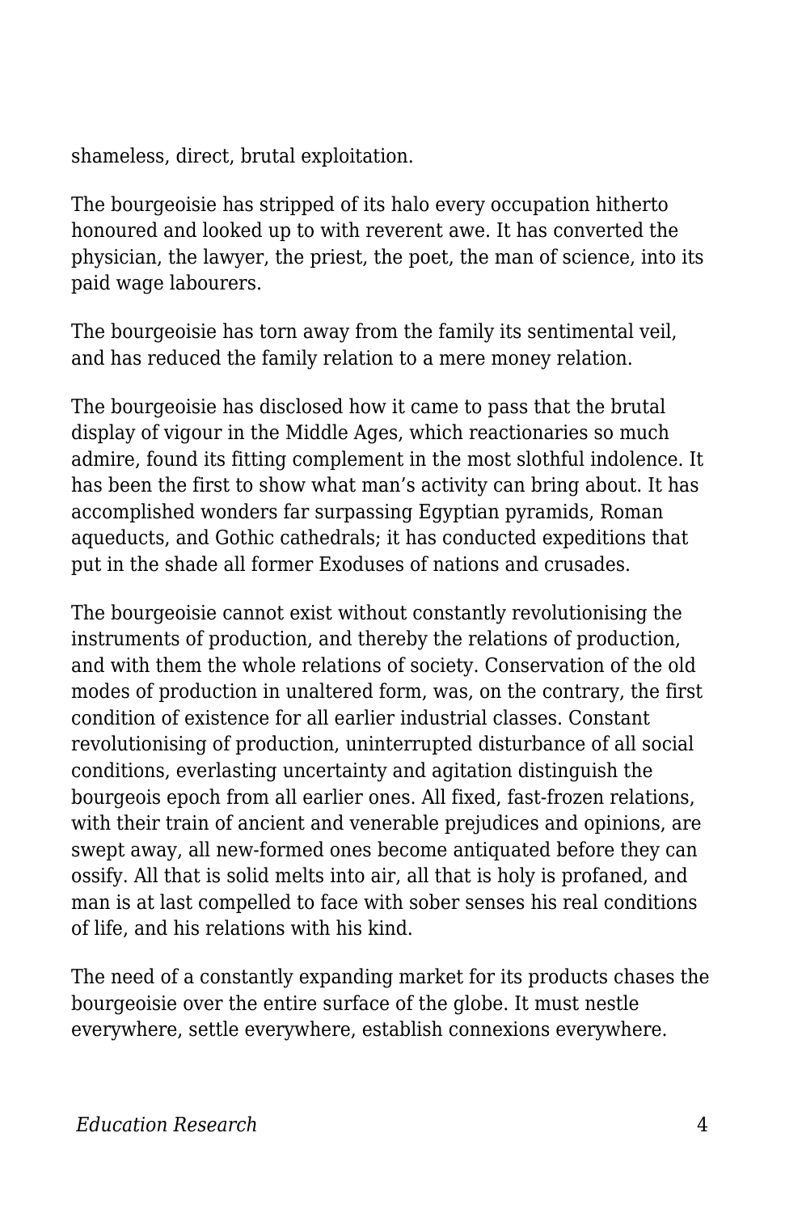shameless, direct, brutal exploitation.

The bourgeoisie has stripped of its halo every occupation hitherto honoured and looked up to with reverent awe. It has converted the physician, the lawyer, the priest, the poet, the man of science, into its paid wage labourers.

The bourgeoisie has torn away from the family its sentimental veil, and has reduced the family relation to a mere money relation.

The bourgeoisie has disclosed how it came to pass that the brutal display of vigour in the Middle Ages, which reactionaries so much admire, found its fitting complement in the most slothful indolence. It has been the first to show what man's activity can bring about. It has accomplished wonders far surpassing Egyptian pyramids, Roman aqueducts, and Gothic cathedrals; it has conducted expeditions that put in the shade all former Exoduses of nations and crusades.

The bourgeoisie cannot exist without constantly revolutionising the instruments of production, and thereby the relations of production, and with them the whole relations of society. Conservation of the old modes of production in unaltered form, was, on the contrary, the first condition of existence for all earlier industrial classes. Constant revolutionising of production, uninterrupted disturbance of all social conditions, everlasting uncertainty and agitation distinguish the bourgeois epoch from all earlier ones. All fixed, fast-frozen relations, with their train of ancient and venerable prejudices and opinions, are swept away, all new-formed ones become antiquated before they can ossify. All that is solid melts into air, all that is holy is profaned, and man is at last compelled to face with sober senses his real conditions of life, and his relations with his kind.

The need of a constantly expanding market for its products chases the bourgeoisie over the entire surface of the globe. It must nestle everywhere, settle everywhere, establish connexions everywhere.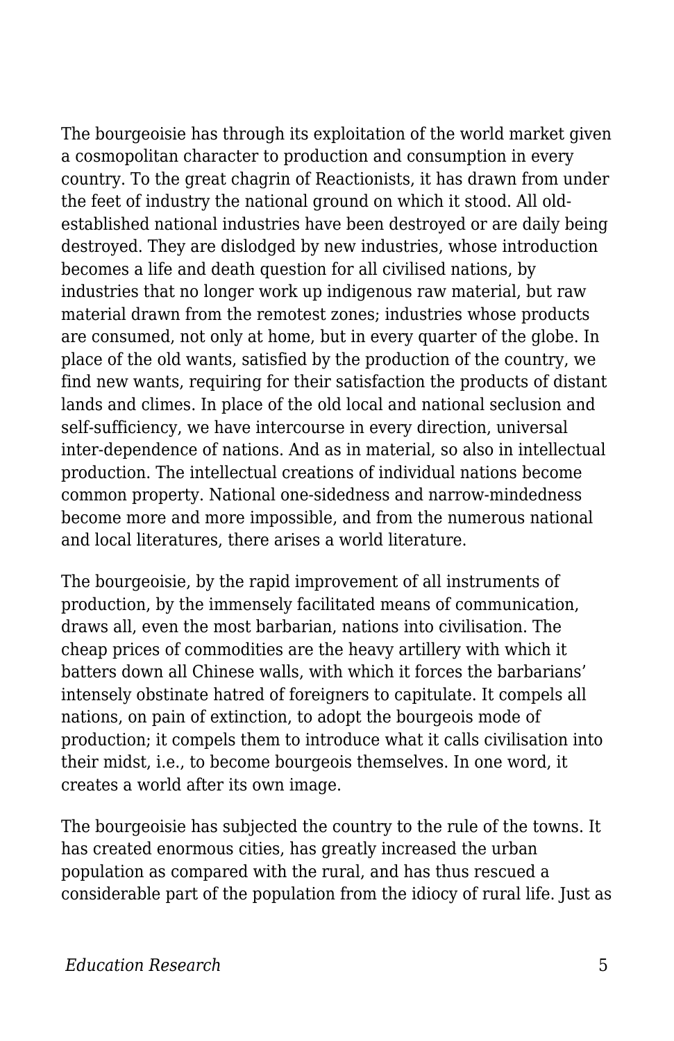The bourgeoisie has through its exploitation of the world market given a cosmopolitan character to production and consumption in every country. To the great chagrin of Reactionists, it has drawn from under the feet of industry the national ground on which it stood. All old-established national industries have been destroyed or are daily being destroyed. They are dislodged by new industries, whose introduction becomes a life and death question for all civilised nations, by industries that no longer work up indigenous raw material, but raw material drawn from the remotest zones; industries whose products are consumed, not only at home, but in every quarter of the globe. In place of the old wants, satisfied by the production of the country, we find new wants, requiring for their satisfaction the products of distant lands and climes. In place of the old local and national seclusion and self-sufficiency, we have intercourse in every direction, universal inter-dependence of nations. And as in material, so also in intellectual production. The intellectual creations of individual nations become common property. National one-sidedness and narrow-mindedness become more and more impossible, and from the numerous national and local literatures, there arises a world literature.

The bourgeoisie, by the rapid improvement of all instruments of production, by the immensely facilitated means of communication, draws all, even the most barbarian, nations into civilisation. The cheap prices of commodities are the heavy artillery with which it batters down all Chinese walls, with which it forces the barbarians' intensely obstinate hatred of foreigners to capitulate. It compels all nations, on pain of extinction, to adopt the bourgeois mode of production; it compels them to introduce what it calls civilisation into their midst, i.e., to become bourgeois themselves. In one word, it creates a world after its own image.

The bourgeoisie has subjected the country to the rule of the towns. It has created enormous cities, has greatly increased the urban population as compared with the rural, and has thus rescued a considerable part of the population from the idiocy of rural life. Just as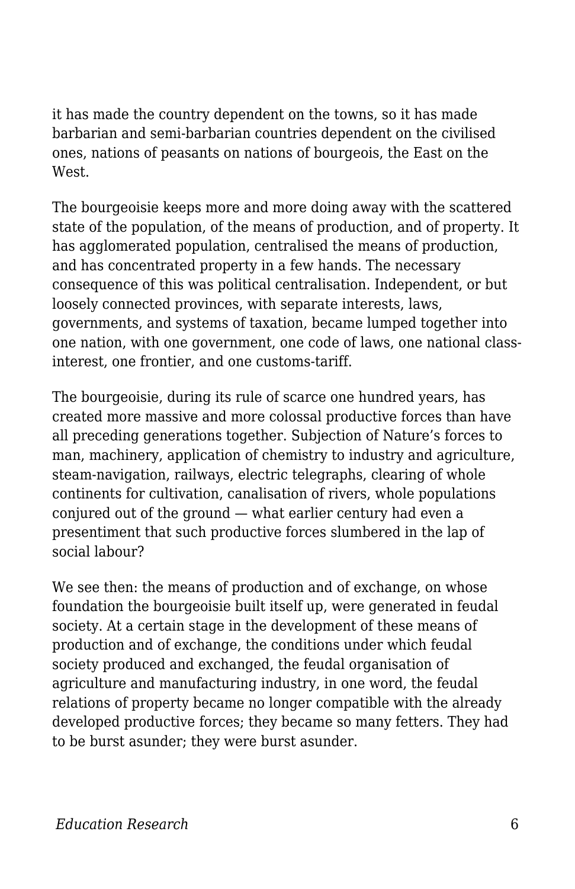it has made the country dependent on the towns, so it has made barbarian and semi-barbarian countries dependent on the civilised ones, nations of peasants on nations of bourgeois, the East on the West.

The bourgeoisie keeps more and more doing away with the scattered state of the population, of the means of production, and of property. It has agglomerated population, centralised the means of production, and has concentrated property in a few hands. The necessary consequence of this was political centralisation. Independent, or but loosely connected provinces, with separate interests, laws, governments, and systems of taxation, became lumped together into one nation, with one government, one code of laws, one national class-interest, one frontier, and one customs-tariff.

The bourgeoisie, during its rule of scarce one hundred years, has created more massive and more colossal productive forces than have all preceding generations together. Subjection of Nature's forces to man, machinery, application of chemistry to industry and agriculture, steam-navigation, railways, electric telegraphs, clearing of whole continents for cultivation, canalisation of rivers, whole populations conjured out of the ground — what earlier century had even a presentiment that such productive forces slumbered in the lap of social labour?

We see then: the means of production and of exchange, on whose foundation the bourgeoisie built itself up, were generated in feudal society. At a certain stage in the development of these means of production and of exchange, the conditions under which feudal society produced and exchanged, the feudal organisation of agriculture and manufacturing industry, in one word, the feudal relations of property became no longer compatible with the already developed productive forces; they became so many fetters. They had to be burst asunder; they were burst asunder.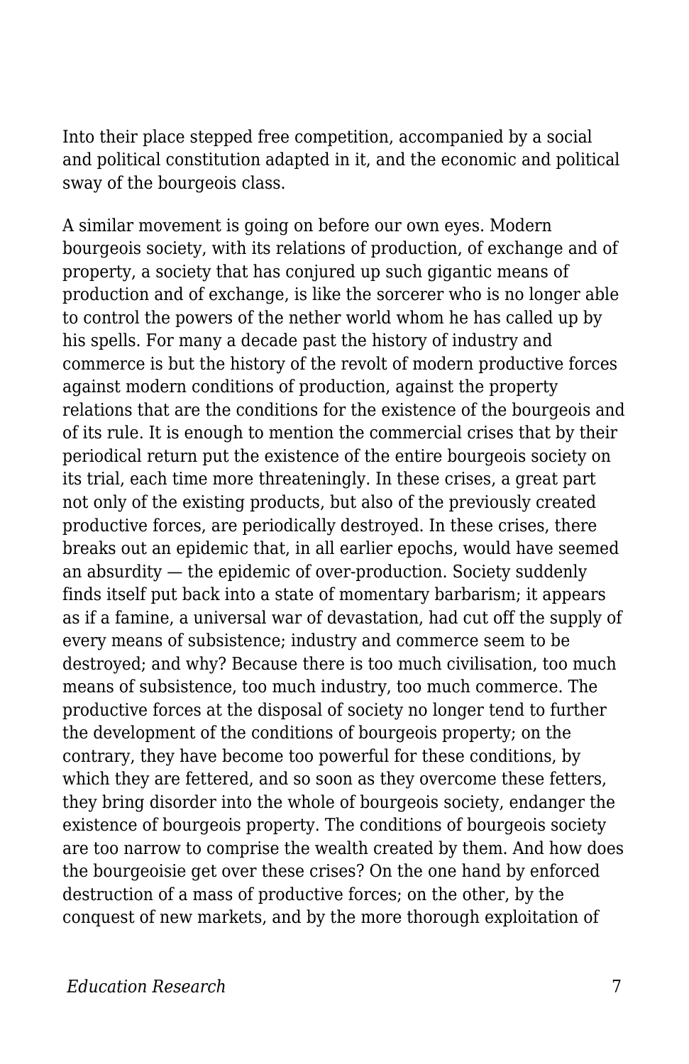Into their place stepped free competition, accompanied by a social and political constitution adapted in it, and the economic and political sway of the bourgeois class.

A similar movement is going on before our own eyes. Modern bourgeois society, with its relations of production, of exchange and of property, a society that has conjured up such gigantic means of production and of exchange, is like the sorcerer who is no longer able to control the powers of the nether world whom he has called up by his spells. For many a decade past the history of industry and commerce is but the history of the revolt of modern productive forces against modern conditions of production, against the property relations that are the conditions for the existence of the bourgeois and of its rule. It is enough to mention the commercial crises that by their periodical return put the existence of the entire bourgeois society on its trial, each time more threateningly. In these crises, a great part not only of the existing products, but also of the previously created productive forces, are periodically destroyed. In these crises, there breaks out an epidemic that, in all earlier epochs, would have seemed an absurdity — the epidemic of over-production. Society suddenly finds itself put back into a state of momentary barbarism; it appears as if a famine, a universal war of devastation, had cut off the supply of every means of subsistence; industry and commerce seem to be destroyed; and why? Because there is too much civilisation, too much means of subsistence, too much industry, too much commerce. The productive forces at the disposal of society no longer tend to further the development of the conditions of bourgeois property; on the contrary, they have become too powerful for these conditions, by which they are fettered, and so soon as they overcome these fetters, they bring disorder into the whole of bourgeois society, endanger the existence of bourgeois property. The conditions of bourgeois society are too narrow to comprise the wealth created by them. And how does the bourgeoisie get over these crises? On the one hand by enforced destruction of a mass of productive forces; on the other, by the conquest of new markets, and by the more thorough exploitation of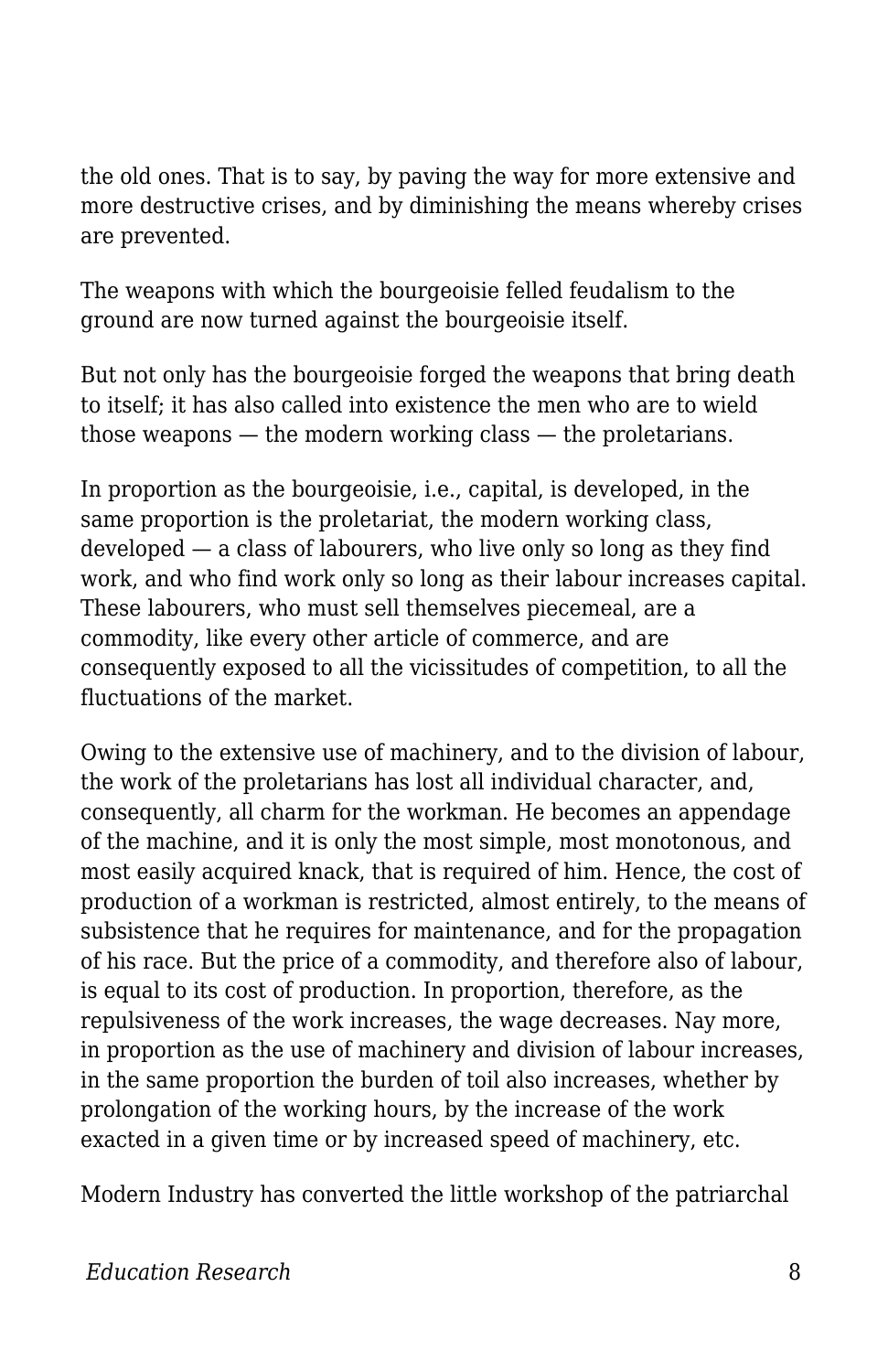the old ones. That is to say, by paving the way for more extensive and more destructive crises, and by diminishing the means whereby crises are prevented.

The weapons with which the bourgeoisie felled feudalism to the ground are now turned against the bourgeoisie itself.

But not only has the bourgeoisie forged the weapons that bring death to itself; it has also called into existence the men who are to wield those weapons — the modern working class — the proletarians.

In proportion as the bourgeoisie, i.e., capital, is developed, in the same proportion is the proletariat, the modern working class, developed — a class of labourers, who live only so long as they find work, and who find work only so long as their labour increases capital. These labourers, who must sell themselves piecemeal, are a commodity, like every other article of commerce, and are consequently exposed to all the vicissitudes of competition, to all the fluctuations of the market.

Owing to the extensive use of machinery, and to the division of labour, the work of the proletarians has lost all individual character, and, consequently, all charm for the workman. He becomes an appendage of the machine, and it is only the most simple, most monotonous, and most easily acquired knack, that is required of him. Hence, the cost of production of a workman is restricted, almost entirely, to the means of subsistence that he requires for maintenance, and for the propagation of his race. But the price of a commodity, and therefore also of labour, is equal to its cost of production. In proportion, therefore, as the repulsiveness of the work increases, the wage decreases. Nay more, in proportion as the use of machinery and division of labour increases, in the same proportion the burden of toil also increases, whether by prolongation of the working hours, by the increase of the work exacted in a given time or by increased speed of machinery, etc.

Modern Industry has converted the little workshop of the patriarchal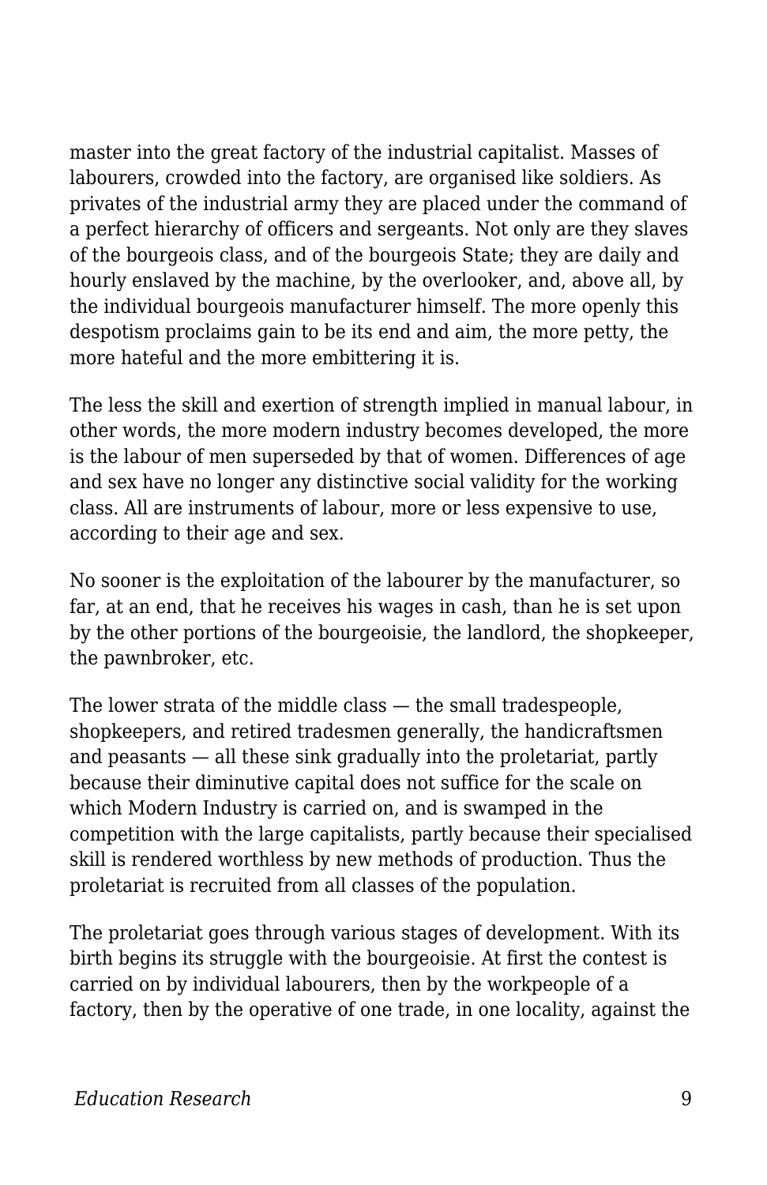master into the great factory of the industrial capitalist. Masses of labourers, crowded into the factory, are organised like soldiers. As privates of the industrial army they are placed under the command of a perfect hierarchy of officers and sergeants. Not only are they slaves of the bourgeois class, and of the bourgeois State; they are daily and hourly enslaved by the machine, by the overlooker, and, above all, by the individual bourgeois manufacturer himself. The more openly this despotism proclaims gain to be its end and aim, the more petty, the more hateful and the more embittering it is.

The less the skill and exertion of strength implied in manual labour, in other words, the more modern industry becomes developed, the more is the labour of men superseded by that of women. Differences of age and sex have no longer any distinctive social validity for the working class. All are instruments of labour, more or less expensive to use, according to their age and sex.

No sooner is the exploitation of the labourer by the manufacturer, so far, at an end, that he receives his wages in cash, than he is set upon by the other portions of the bourgeoisie, the landlord, the shopkeeper, the pawnbroker, etc.

The lower strata of the middle class — the small tradespeople, shopkeepers, and retired tradesmen generally, the handicraftsmen and peasants — all these sink gradually into the proletariat, partly because their diminutive capital does not suffice for the scale on which Modern Industry is carried on, and is swamped in the competition with the large capitalists, partly because their specialised skill is rendered worthless by new methods of production. Thus the proletariat is recruited from all classes of the population.

The proletariat goes through various stages of development. With its birth begins its struggle with the bourgeoisie. At first the contest is carried on by individual labourers, then by the workpeople of a factory, then by the operative of one trade, in one locality, against the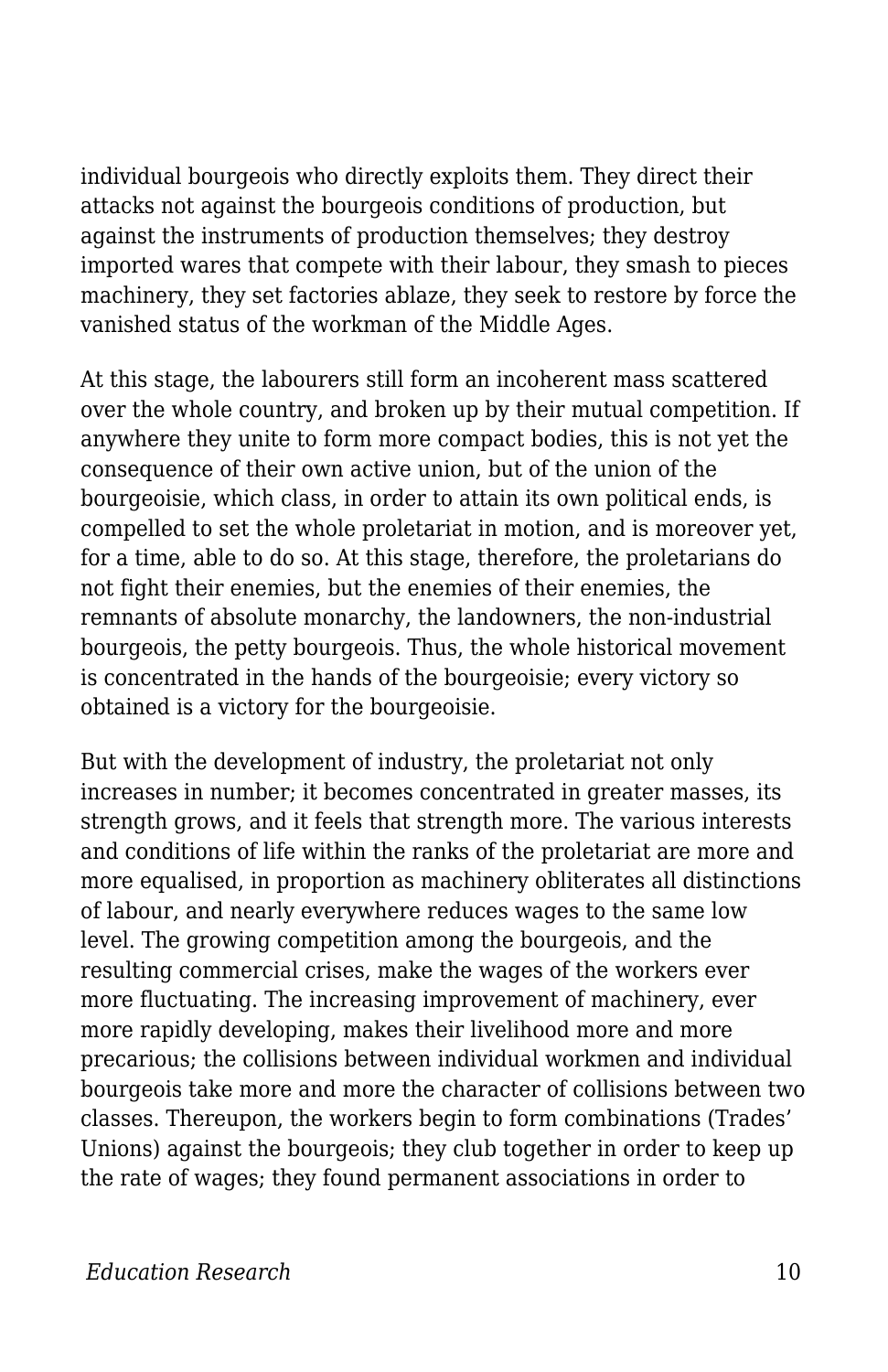individual bourgeois who directly exploits them. They direct their attacks not against the bourgeois conditions of production, but against the instruments of production themselves; they destroy imported wares that compete with their labour, they smash to pieces machinery, they set factories ablaze, they seek to restore by force the vanished status of the workman of the Middle Ages.

At this stage, the labourers still form an incoherent mass scattered over the whole country, and broken up by their mutual competition. If anywhere they unite to form more compact bodies, this is not yet the consequence of their own active union, but of the union of the bourgeoisie, which class, in order to attain its own political ends, is compelled to set the whole proletariat in motion, and is moreover yet, for a time, able to do so. At this stage, therefore, the proletarians do not fight their enemies, but the enemies of their enemies, the remnants of absolute monarchy, the landowners, the non-industrial bourgeois, the petty bourgeois. Thus, the whole historical movement is concentrated in the hands of the bourgeoisie; every victory so obtained is a victory for the bourgeoisie.

But with the development of industry, the proletariat not only increases in number; it becomes concentrated in greater masses, its strength grows, and it feels that strength more. The various interests and conditions of life within the ranks of the proletariat are more and more equalised, in proportion as machinery obliterates all distinctions of labour, and nearly everywhere reduces wages to the same low level. The growing competition among the bourgeois, and the resulting commercial crises, make the wages of the workers ever more fluctuating. The increasing improvement of machinery, ever more rapidly developing, makes their livelihood more and more precarious; the collisions between individual workmen and individual bourgeois take more and more the character of collisions between two classes. Thereupon, the workers begin to form combinations (Trades' Unions) against the bourgeois; they club together in order to keep up the rate of wages; they found permanent associations in order to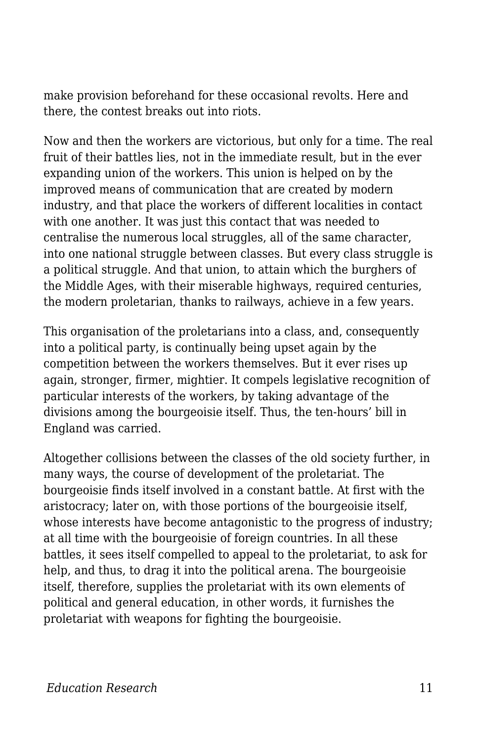make provision beforehand for these occasional revolts. Here and there, the contest breaks out into riots.

Now and then the workers are victorious, but only for a time. The real fruit of their battles lies, not in the immediate result, but in the ever expanding union of the workers. This union is helped on by the improved means of communication that are created by modern industry, and that place the workers of different localities in contact with one another. It was just this contact that was needed to centralise the numerous local struggles, all of the same character, into one national struggle between classes. But every class struggle is a political struggle. And that union, to attain which the burghers of the Middle Ages, with their miserable highways, required centuries, the modern proletarian, thanks to railways, achieve in a few years.

This organisation of the proletarians into a class, and, consequently into a political party, is continually being upset again by the competition between the workers themselves. But it ever rises up again, stronger, firmer, mightier. It compels legislative recognition of particular interests of the workers, by taking advantage of the divisions among the bourgeoisie itself. Thus, the ten-hours' bill in England was carried.

Altogether collisions between the classes of the old society further, in many ways, the course of development of the proletariat. The bourgeoisie finds itself involved in a constant battle. At first with the aristocracy; later on, with those portions of the bourgeoisie itself, whose interests have become antagonistic to the progress of industry; at all time with the bourgeoisie of foreign countries. In all these battles, it sees itself compelled to appeal to the proletariat, to ask for help, and thus, to drag it into the political arena. The bourgeoisie itself, therefore, supplies the proletariat with its own elements of political and general education, in other words, it furnishes the proletariat with weapons for fighting the bourgeoisie.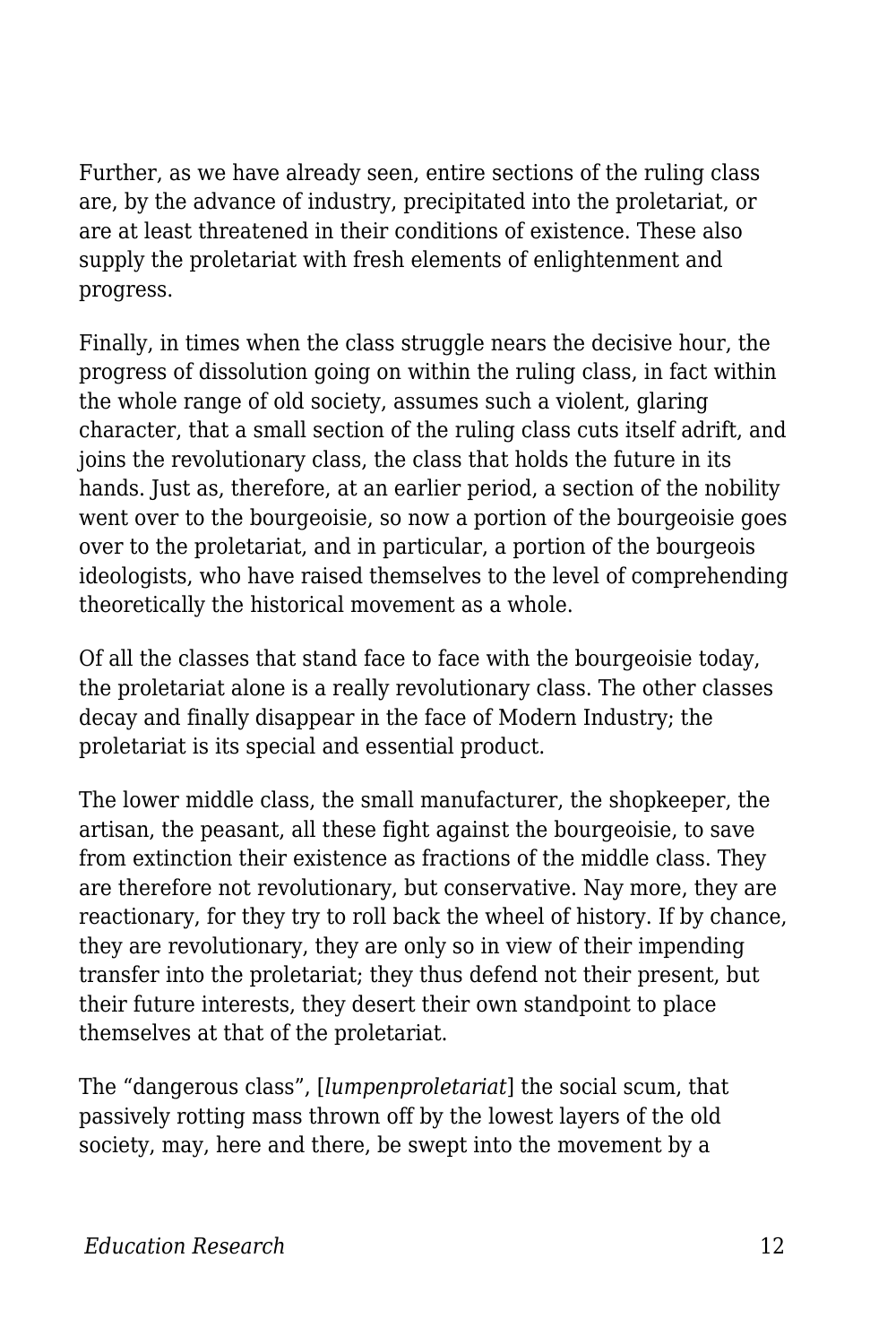Further, as we have already seen, entire sections of the ruling class are, by the advance of industry, precipitated into the proletariat, or are at least threatened in their conditions of existence. These also supply the proletariat with fresh elements of enlightenment and progress.

Finally, in times when the class struggle nears the decisive hour, the progress of dissolution going on within the ruling class, in fact within the whole range of old society, assumes such a violent, glaring character, that a small section of the ruling class cuts itself adrift, and joins the revolutionary class, the class that holds the future in its hands. Just as, therefore, at an earlier period, a section of the nobility went over to the bourgeoisie, so now a portion of the bourgeoisie goes over to the proletariat, and in particular, a portion of the bourgeois ideologists, who have raised themselves to the level of comprehending theoretically the historical movement as a whole.

Of all the classes that stand face to face with the bourgeoisie today, the proletariat alone is a really revolutionary class. The other classes decay and finally disappear in the face of Modern Industry; the proletariat is its special and essential product.

The lower middle class, the small manufacturer, the shopkeeper, the artisan, the peasant, all these fight against the bourgeoisie, to save from extinction their existence as fractions of the middle class. They are therefore not revolutionary, but conservative. Nay more, they are reactionary, for they try to roll back the wheel of history. If by chance, they are revolutionary, they are only so in view of their impending transfer into the proletariat; they thus defend not their present, but their future interests, they desert their own standpoint to place themselves at that of the proletariat.

The "dangerous class", [*lumpenproletariat*] the social scum, that passively rotting mass thrown off by the lowest layers of the old society, may, here and there, be swept into the movement by a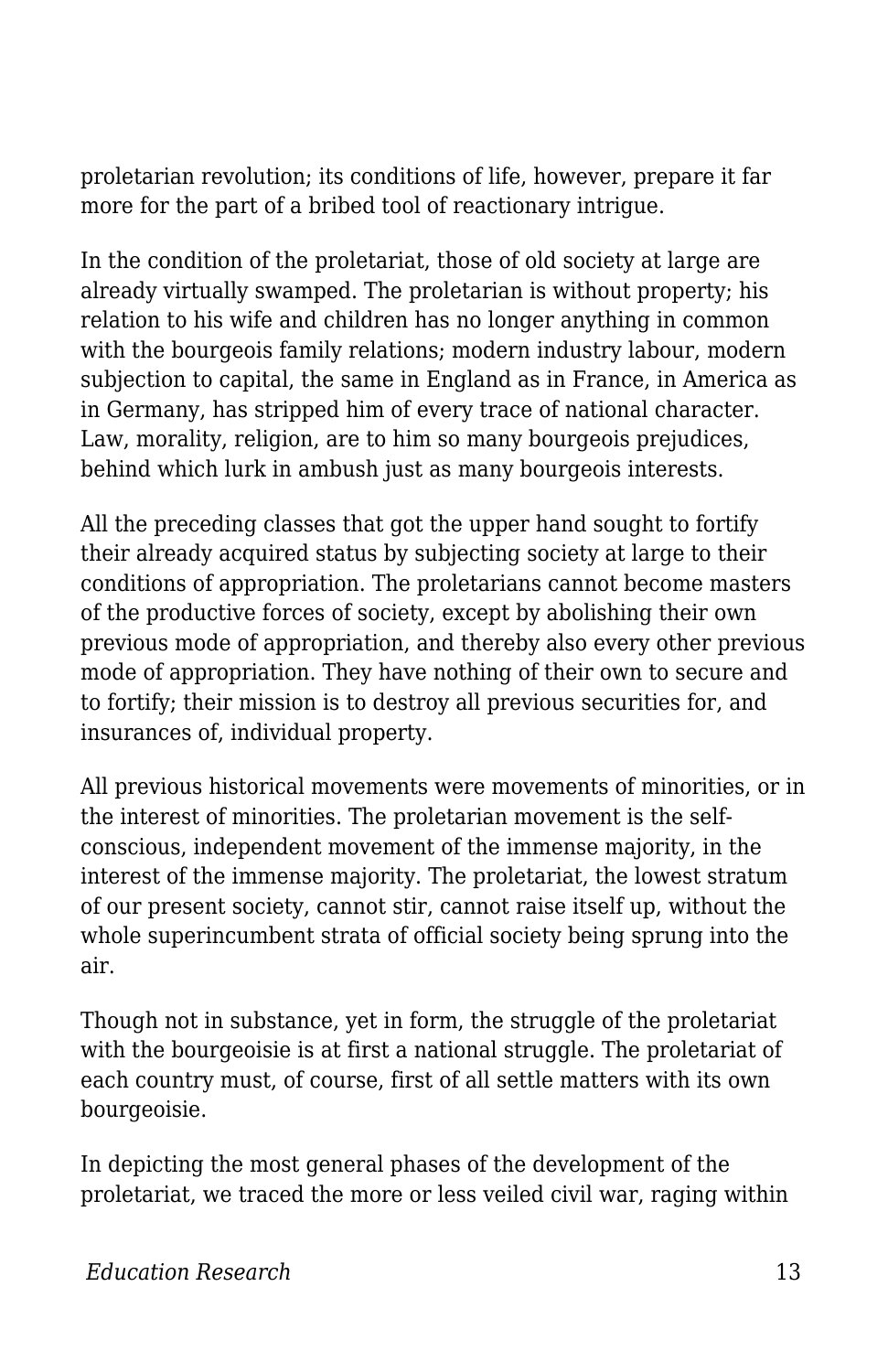proletarian revolution; its conditions of life, however, prepare it far more for the part of a bribed tool of reactionary intrigue.

In the condition of the proletariat, those of old society at large are already virtually swamped. The proletarian is without property; his relation to his wife and children has no longer anything in common with the bourgeois family relations; modern industry labour, modern subjection to capital, the same in England as in France, in America as in Germany, has stripped him of every trace of national character. Law, morality, religion, are to him so many bourgeois prejudices, behind which lurk in ambush just as many bourgeois interests.

All the preceding classes that got the upper hand sought to fortify their already acquired status by subjecting society at large to their conditions of appropriation. The proletarians cannot become masters of the productive forces of society, except by abolishing their own previous mode of appropriation, and thereby also every other previous mode of appropriation. They have nothing of their own to secure and to fortify; their mission is to destroy all previous securities for, and insurances of, individual property.

All previous historical movements were movements of minorities, or in the interest of minorities. The proletarian movement is the self-conscious, independent movement of the immense majority, in the interest of the immense majority. The proletariat, the lowest stratum of our present society, cannot stir, cannot raise itself up, without the whole superincumbent strata of official society being sprung into the air.

Though not in substance, yet in form, the struggle of the proletariat with the bourgeoisie is at first a national struggle. The proletariat of each country must, of course, first of all settle matters with its own bourgeoisie.

In depicting the most general phases of the development of the proletariat, we traced the more or less veiled civil war, raging within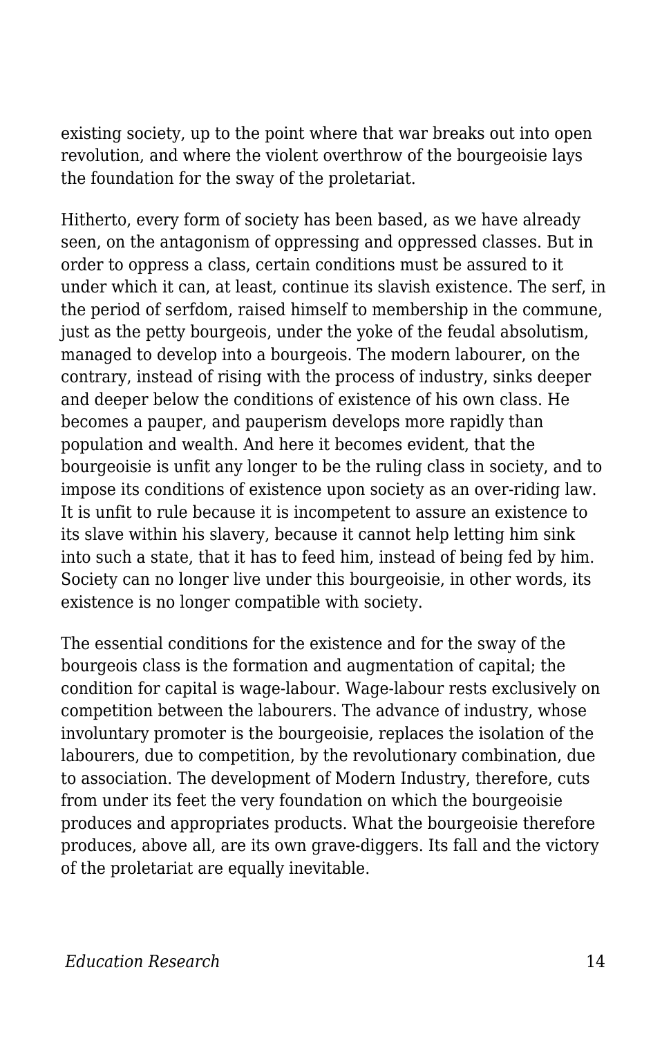existing society, up to the point where that war breaks out into open revolution, and where the violent overthrow of the bourgeoisie lays the foundation for the sway of the proletariat.

Hitherto, every form of society has been based, as we have already seen, on the antagonism of oppressing and oppressed classes. But in order to oppress a class, certain conditions must be assured to it under which it can, at least, continue its slavish existence. The serf, in the period of serfdom, raised himself to membership in the commune, just as the petty bourgeois, under the yoke of the feudal absolutism, managed to develop into a bourgeois. The modern labourer, on the contrary, instead of rising with the process of industry, sinks deeper and deeper below the conditions of existence of his own class. He becomes a pauper, and pauperism develops more rapidly than population and wealth. And here it becomes evident, that the bourgeoisie is unfit any longer to be the ruling class in society, and to impose its conditions of existence upon society as an over-riding law. It is unfit to rule because it is incompetent to assure an existence to its slave within his slavery, because it cannot help letting him sink into such a state, that it has to feed him, instead of being fed by him. Society can no longer live under this bourgeoisie, in other words, its existence is no longer compatible with society.

The essential conditions for the existence and for the sway of the bourgeois class is the formation and augmentation of capital; the condition for capital is wage-labour. Wage-labour rests exclusively on competition between the labourers. The advance of industry, whose involuntary promoter is the bourgeoisie, replaces the isolation of the labourers, due to competition, by the revolutionary combination, due to association. The development of Modern Industry, therefore, cuts from under its feet the very foundation on which the bourgeoisie produces and appropriates products. What the bourgeoisie therefore produces, above all, are its own grave-diggers. Its fall and the victory of the proletariat are equally inevitable.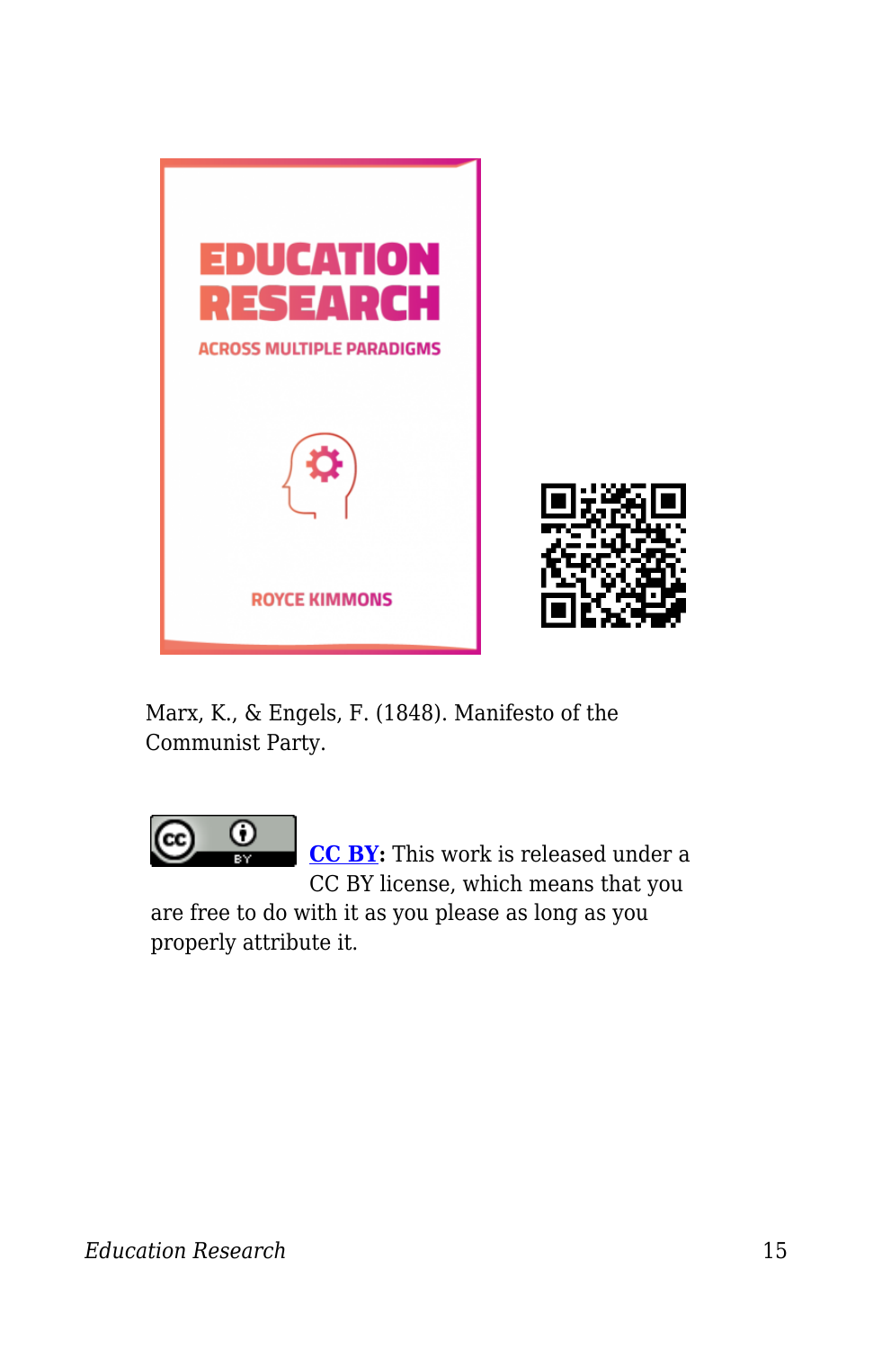Marx, K., & Engels, F. (1848). Manifesto of the Communist Party.

**CC BY:** This work is released under a CC BY license, which means that you are free to do with it as you please as long as you properly attribute it.